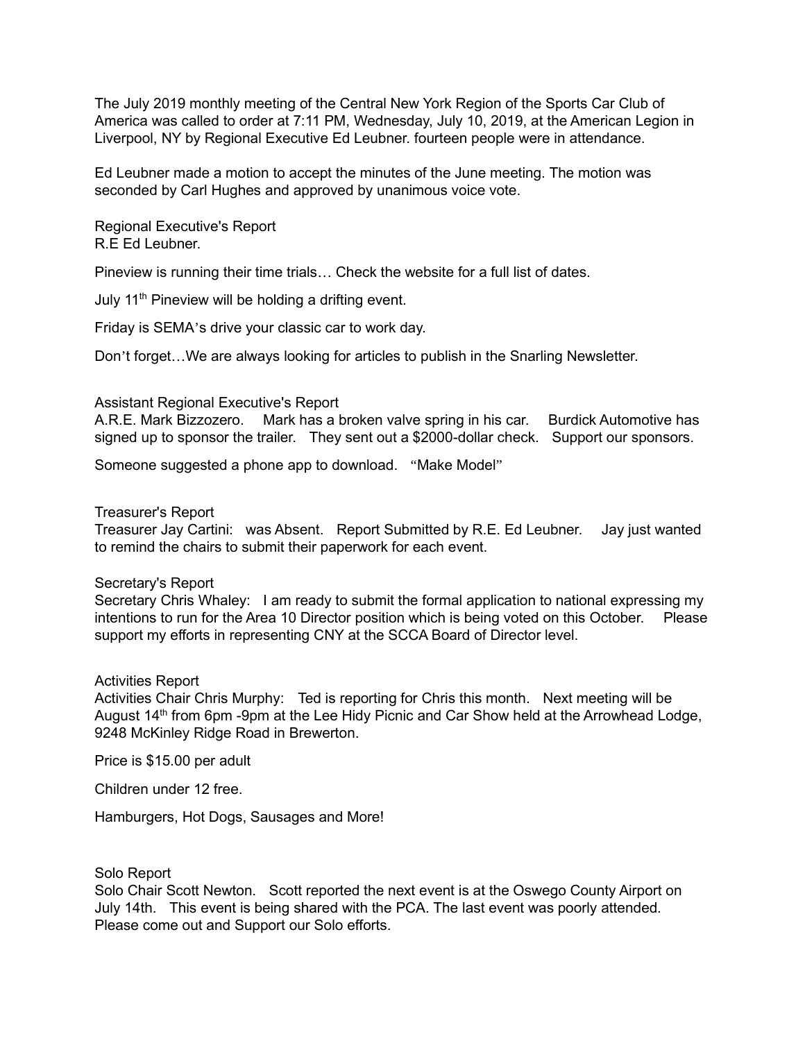The July 2019 monthly meeting of the Central New York Region of the Sports Car Club of America was called to order at 7:11 PM, Wednesday, July 10, 2019, at the American Legion in Liverpool, NY by Regional Executive Ed Leubner. fourteen people were in attendance.

Ed Leubner made a motion to accept the minutes of the June meeting. The motion was seconded by Carl Hughes and approved by unanimous voice vote.

Regional Executive's Report
R.E Ed Leubner.

Pineview is running their time trials… Check the website for a full list of dates.

July 11th Pineview will be holding a drifting event.

Friday is SEMA's drive your classic car to work day.

Don't forget…We are always looking for articles to publish in the Snarling Newsletter.

Assistant Regional Executive's Report
A.R.E. Mark Bizzozero. Mark has a broken valve spring in his car. Burdick Automotive has signed up to sponsor the trailer. They sent out a $2000-dollar check. Support our sponsors.

Someone suggested a phone app to download. "Make Model"

Treasurer's Report
Treasurer Jay Cartini: was Absent. Report Submitted by R.E. Ed Leubner. Jay just wanted to remind the chairs to submit their paperwork for each event.

Secretary's Report
Secretary Chris Whaley: I am ready to submit the formal application to national expressing my intentions to run for the Area 10 Director position which is being voted on this October. Please support my efforts in representing CNY at the SCCA Board of Director level.

Activities Report
Activities Chair Chris Murphy: Ted is reporting for Chris this month. Next meeting will be August 14th from 6pm -9pm at the Lee Hidy Picnic and Car Show held at the Arrowhead Lodge, 9248 McKinley Ridge Road in Brewerton.

Price is $15.00 per adult

Children under 12 free.

Hamburgers, Hot Dogs, Sausages and More!

Solo Report
Solo Chair Scott Newton. Scott reported the next event is at the Oswego County Airport on July 14th. This event is being shared with the PCA. The last event was poorly attended. Please come out and Support our Solo efforts.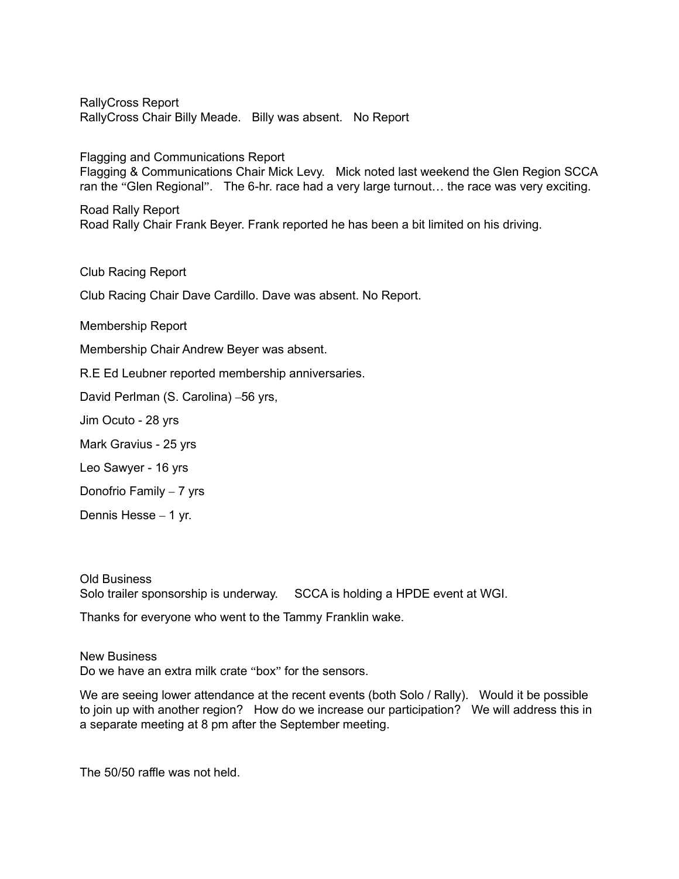RallyCross Report
RallyCross Chair Billy Meade. Billy was absent. No Report

Flagging and Communications Report
Flagging & Communications Chair Mick Levy. Mick noted last weekend the Glen Region SCCA ran the "Glen Regional". The 6-hr. race had a very large turnout… the race was very exciting.

Road Rally Report
Road Rally Chair Frank Beyer. Frank reported he has been a bit limited on his driving.

Club Racing Report

Club Racing Chair Dave Cardillo. Dave was absent. No Report.

Membership Report

Membership Chair Andrew Beyer was absent.

R.E Ed Leubner reported membership anniversaries.

David Perlman (S. Carolina) –56 yrs,

Jim Ocuto - 28 yrs

Mark Gravius - 25 yrs

Leo Sawyer - 16 yrs

Donofrio Family – 7 yrs

Dennis Hesse – 1 yr.

Old Business
Solo trailer sponsorship is underway. SCCA is holding a HPDE event at WGI.

Thanks for everyone who went to the Tammy Franklin wake.

New Business
Do we have an extra milk crate "box" for the sensors.

We are seeing lower attendance at the recent events (both Solo / Rally). Would it be possible to join up with another region? How do we increase our participation? We will address this in a separate meeting at 8 pm after the September meeting.

The 50/50 raffle was not held.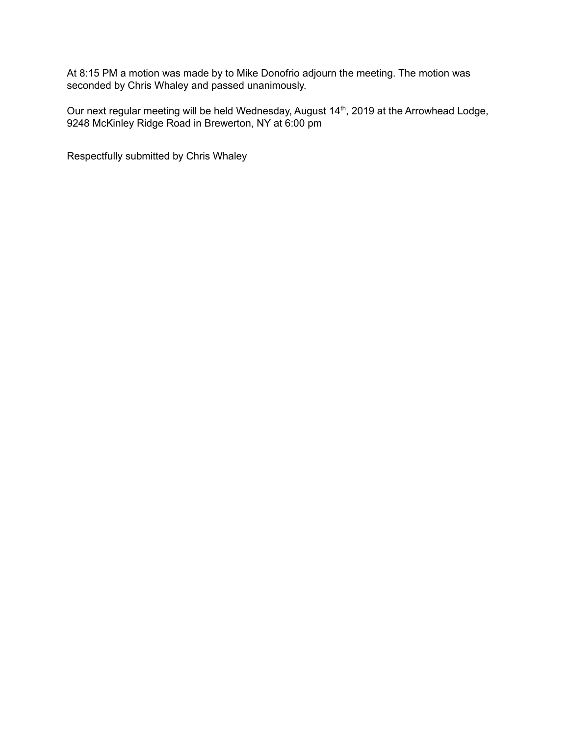At 8:15 PM a motion was made by to Mike Donofrio adjourn the meeting. The motion was seconded by Chris Whaley and passed unanimously.

Our next regular meeting will be held Wednesday, August 14th, 2019 at the Arrowhead Lodge, 9248 McKinley Ridge Road in Brewerton, NY at 6:00 pm

Respectfully submitted by Chris Whaley